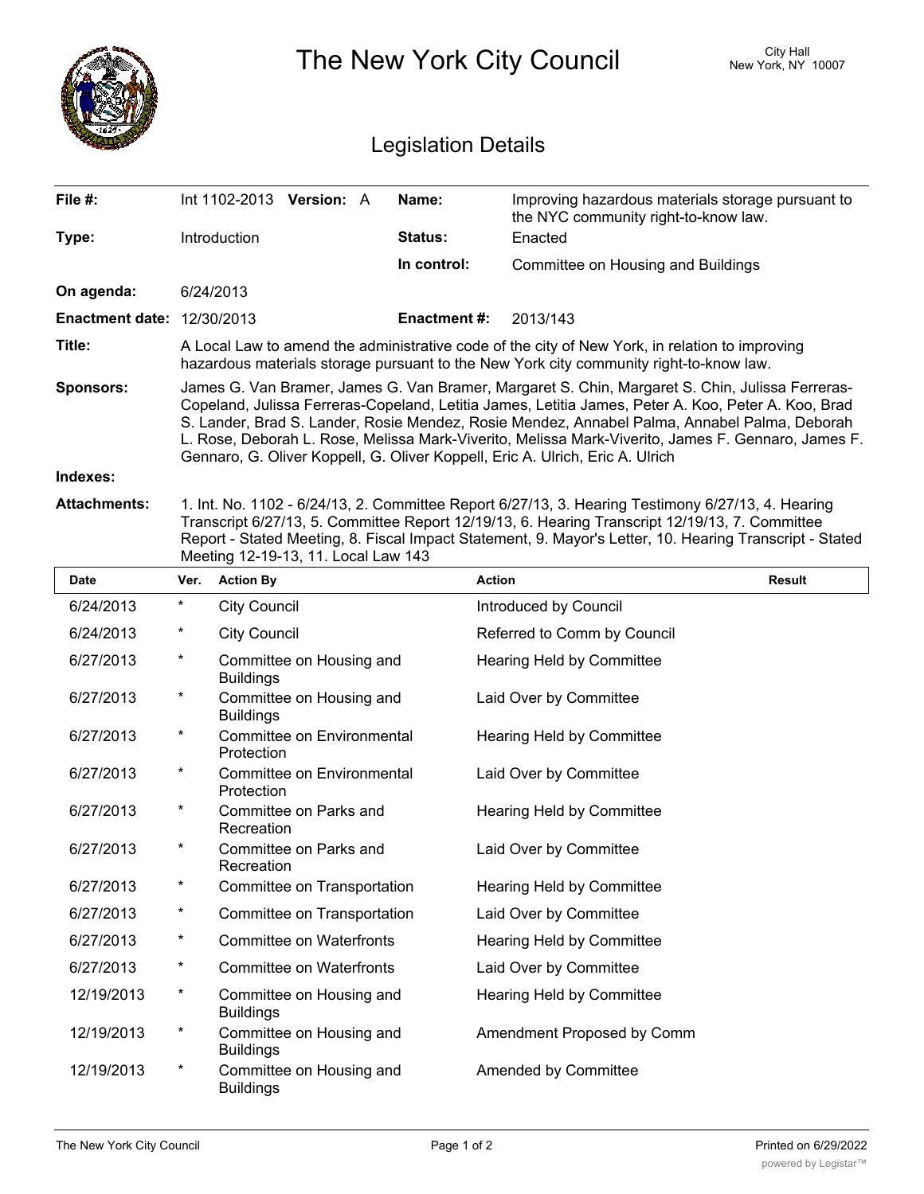# The New York City Council

City Hall
New York, NY 10007

## Legislation Details

| | | | |
|---|---|---|---|
| **File #:** | Int 1102-2013 **Version:** A | **Name:** | Improving hazardous materials storage pursuant to the NYC community right-to-know law. |
| **Type:** | Introduction | **Status:** | Enacted |
| | | **In control:** | Committee on Housing and Buildings |
| **On agenda:** | 6/24/2013 | | |
| **Enactment date:** | 12/30/2013 | **Enactment #:** | 2013/143 |

**Title:** A Local Law to amend the administrative code of the city of New York, in relation to improving hazardous materials storage pursuant to the New York city community right-to-know law.

**Sponsors:** James G. Van Bramer, James G. Van Bramer, Margaret S. Chin, Margaret S. Chin, Julissa Ferreras-Copeland, Julissa Ferreras-Copeland, Letitia James, Letitia James, Peter A. Koo, Peter A. Koo, Brad S. Lander, Brad S. Lander, Rosie Mendez, Rosie Mendez, Annabel Palma, Annabel Palma, Deborah L. Rose, Deborah L. Rose, Melissa Mark-Viverito, Melissa Mark-Viverito, James F. Gennaro, James F. Gennaro, G. Oliver Koppell, G. Oliver Koppell, Eric A. Ulrich, Eric A. Ulrich

**Indexes:**

**Attachments:** 1. Int. No. 1102 - 6/24/13, 2. Committee Report 6/27/13, 3. Hearing Testimony 6/27/13, 4. Hearing Transcript 6/27/13, 5. Committee Report 12/19/13, 6. Hearing Transcript 12/19/13, 7. Committee Report - Stated Meeting, 8. Fiscal Impact Statement, 9. Mayor's Letter, 10. Hearing Transcript - Stated Meeting 12-19-13, 11. Local Law 143

| Date | Ver. | Action By | Action | Result |
|---|---|---|---|---|
| 6/24/2013 | * | City Council | Introduced by Council | |
| 6/24/2013 | * | City Council | Referred to Comm by Council | |
| 6/27/2013 | * | Committee on Housing and Buildings | Hearing Held by Committee | |
| 6/27/2013 | * | Committee on Housing and Buildings | Laid Over by Committee | |
| 6/27/2013 | * | Committee on Environmental Protection | Hearing Held by Committee | |
| 6/27/2013 | * | Committee on Environmental Protection | Laid Over by Committee | |
| 6/27/2013 | * | Committee on Parks and Recreation | Hearing Held by Committee | |
| 6/27/2013 | * | Committee on Parks and Recreation | Laid Over by Committee | |
| 6/27/2013 | * | Committee on Transportation | Hearing Held by Committee | |
| 6/27/2013 | * | Committee on Transportation | Laid Over by Committee | |
| 6/27/2013 | * | Committee on Waterfronts | Hearing Held by Committee | |
| 6/27/2013 | * | Committee on Waterfronts | Laid Over by Committee | |
| 12/19/2013 | * | Committee on Housing and Buildings | Hearing Held by Committee | |
| 12/19/2013 | * | Committee on Housing and Buildings | Amendment Proposed by Comm | |
| 12/19/2013 | * | Committee on Housing and Buildings | Amended by Committee | |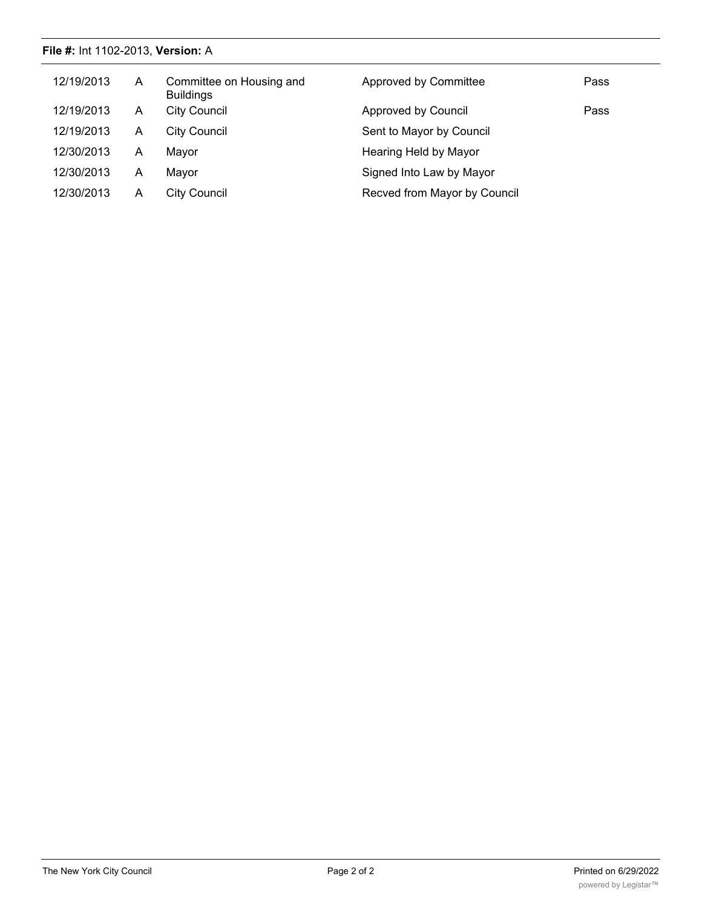**File #:** Int 1102-2013, **Version:** A

| | | | | |
|---|---|---|---|---|
| 12/19/2013 | A | Committee on Housing and Buildings | Approved by Committee | Pass |
| 12/19/2013 | A | City Council | Approved by Council | Pass |
| 12/19/2013 | A | City Council | Sent to Mayor by Council | |
| 12/30/2013 | A | Mayor | Hearing Held by Mayor | |
| 12/30/2013 | A | Mayor | Signed Into Law by Mayor | |
| 12/30/2013 | A | City Council | Recved from Mayor by Council | |